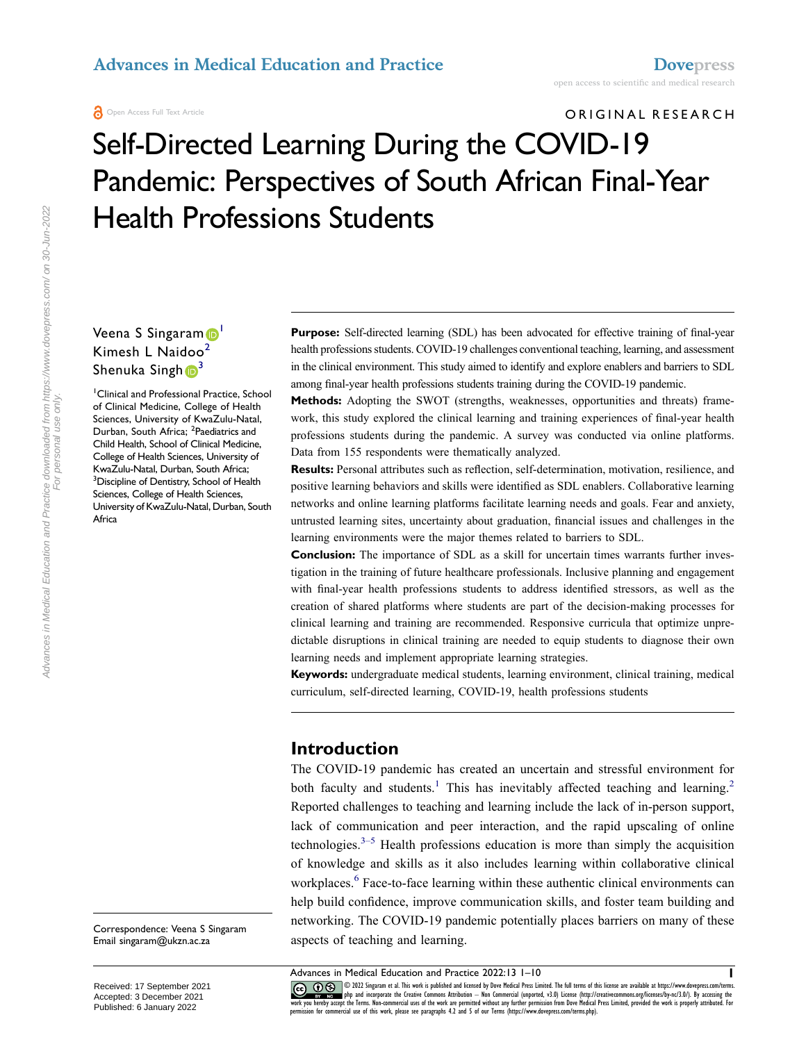Open Access Full Text Article

ORIGINAL RESEARCH

# Self-Directed Learning During the COVID-19 Pandemic: Perspectives of South African Final-Year Health Professions Students

Veena S Singaram[1]
Kimesh L Naidoo[2]
Shenuka Singh[3]

[1]Clinical and Professional Practice, School of Clinical Medicine, College of Health Sciences, University of KwaZulu-Natal, Durban, South Africa; [2]Paediatrics and Child Health, School of Clinical Medicine, College of Health Sciences, University of KwaZulu-Natal, Durban, South Africa; [3]Discipline of Dentistry, School of Health Sciences, College of Health Sciences, University of KwaZulu-Natal, Durban, South Africa

Correspondence: Veena S Singaram
Email singaram@ukzn.ac.za

Received: 17 September 2021
Accepted: 3 December 2021
Published: 6 January 2022

**Purpose:** Self-directed learning (SDL) has been advocated for effective training of final-year health professions students. COVID-19 challenges conventional teaching, learning, and assessment in the clinical environment. This study aimed to identify and explore enablers and barriers to SDL among final-year health professions students training during the COVID-19 pandemic.

**Methods:** Adopting the SWOT (strengths, weaknesses, opportunities and threats) framework, this study explored the clinical learning and training experiences of final-year health professions students during the pandemic. A survey was conducted via online platforms. Data from 155 respondents were thematically analyzed.

**Results:** Personal attributes such as reflection, self-determination, motivation, resilience, and positive learning behaviors and skills were identified as SDL enablers. Collaborative learning networks and online learning platforms facilitate learning needs and goals. Fear and anxiety, untrusted learning sites, uncertainty about graduation, financial issues and challenges in the learning environments were the major themes related to barriers to SDL.

**Conclusion:** The importance of SDL as a skill for uncertain times warrants further investigation in the training of future healthcare professionals. Inclusive planning and engagement with final-year health professions students to address identified stressors, as well as the creation of shared platforms where students are part of the decision-making processes for clinical learning and training are recommended. Responsive curricula that optimize unpredictable disruptions in clinical training are needed to equip students to diagnose their own learning needs and implement appropriate learning strategies.

**Keywords:** undergraduate medical students, learning environment, clinical training, medical curriculum, self-directed learning, COVID-19, health professions students

## Introduction

The COVID-19 pandemic has created an uncertain and stressful environment for both faculty and students.[1] This has inevitably affected teaching and learning.[2] Reported challenges to teaching and learning include the lack of in-person support, lack of communication and peer interaction, and the rapid upscaling of online technologies.[3–5] Health professions education is more than simply the acquisition of knowledge and skills as it also includes learning within collaborative clinical workplaces.[6] Face-to-face learning within these authentic clinical environments can help build confidence, improve communication skills, and foster team building and networking. The COVID-19 pandemic potentially places barriers on many of these aspects of teaching and learning.

© 2022 Singaram et al. This work is published and licensed by Dove Medical Press Limited. The full terms of this license are available at https://www.dovepress.com/terms.php and incorporate the Creative Commons Attribution – Non Commercial (unported, v3.0) License (http://creativecommons.org/licenses/by-nc/3.0/). By accessing the work you hereby accept the Terms. Non-commercial uses of the work are permitted without any further permission from Dove Medical Press Limited, provided the work is properly attributed. For permission for commercial use of this work, please see paragraphs 4.2 and 5 of our Terms (https://www.dovepress.com/terms.php).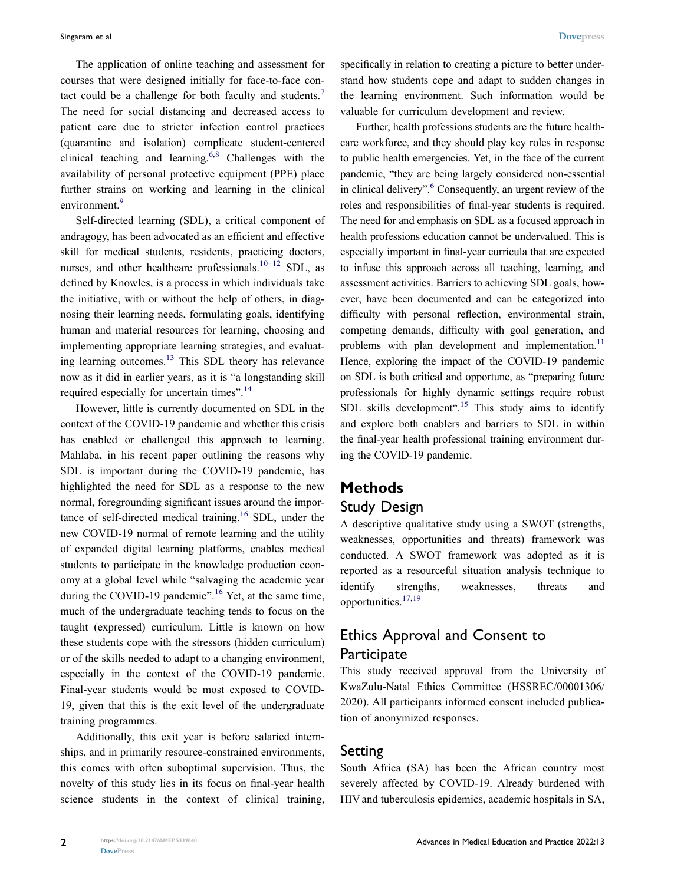The application of online teaching and assessment for courses that were designed initially for face-to-face contact could be a challenge for both faculty and students.[7] The need for social distancing and decreased access to patient care due to stricter infection control practices (quarantine and isolation) complicate student-centered clinical teaching and learning.[6,8] Challenges with the availability of personal protective equipment (PPE) place further strains on working and learning in the clinical environment.[9]

Self-directed learning (SDL), a critical component of andragogy, has been advocated as an efficient and effective skill for medical students, residents, practicing doctors, nurses, and other healthcare professionals.[10–12] SDL, as defined by Knowles, is a process in which individuals take the initiative, with or without the help of others, in diagnosing their learning needs, formulating goals, identifying human and material resources for learning, choosing and implementing appropriate learning strategies, and evaluating learning outcomes.[13] This SDL theory has relevance now as it did in earlier years, as it is "a longstanding skill required especially for uncertain times".[14]

However, little is currently documented on SDL in the context of the COVID-19 pandemic and whether this crisis has enabled or challenged this approach to learning. Mahlaba, in his recent paper outlining the reasons why SDL is important during the COVID-19 pandemic, has highlighted the need for SDL as a response to the new normal, foregrounding significant issues around the importance of self-directed medical training.[16] SDL, under the new COVID-19 normal of remote learning and the utility of expanded digital learning platforms, enables medical students to participate in the knowledge production economy at a global level while "salvaging the academic year during the COVID-19 pandemic".[16] Yet, at the same time, much of the undergraduate teaching tends to focus on the taught (expressed) curriculum. Little is known on how these students cope with the stressors (hidden curriculum) or of the skills needed to adapt to a changing environment, especially in the context of the COVID-19 pandemic. Final-year students would be most exposed to COVID-19, given that this is the exit level of the undergraduate training programmes.

Additionally, this exit year is before salaried internships, and in primarily resource-constrained environments, this comes with often suboptimal supervision. Thus, the novelty of this study lies in its focus on final-year health science students in the context of clinical training, specifically in relation to creating a picture to better understand how students cope and adapt to sudden changes in the learning environment. Such information would be valuable for curriculum development and review.

Further, health professions students are the future healthcare workforce, and they should play key roles in response to public health emergencies. Yet, in the face of the current pandemic, "they are being largely considered non-essential in clinical delivery".[6] Consequently, an urgent review of the roles and responsibilities of final-year students is required. The need for and emphasis on SDL as a focused approach in health professions education cannot be undervalued. This is especially important in final-year curricula that are expected to infuse this approach across all teaching, learning, and assessment activities. Barriers to achieving SDL goals, however, have been documented and can be categorized into difficulty with personal reflection, environmental strain, competing demands, difficulty with goal generation, and problems with plan development and implementation.[11] Hence, exploring the impact of the COVID-19 pandemic on SDL is both critical and opportune, as "preparing future professionals for highly dynamic settings require robust SDL skills development".[15] This study aims to identify and explore both enablers and barriers to SDL in within the final-year health professional training environment during the COVID-19 pandemic.

## Methods

### Study Design

A descriptive qualitative study using a SWOT (strengths, weaknesses, opportunities and threats) framework was conducted. A SWOT framework was adopted as it is reported as a resourceful situation analysis technique to identify strengths, weaknesses, threats and opportunities.[17,19]

### Ethics Approval and Consent to Participate

This study received approval from the University of KwaZulu-Natal Ethics Committee (HSSREC/00001306/2020). All participants informed consent included publication of anonymized responses.

### Setting

South Africa (SA) has been the African country most severely affected by COVID-19. Already burdened with HIV and tuberculosis epidemics, academic hospitals in SA,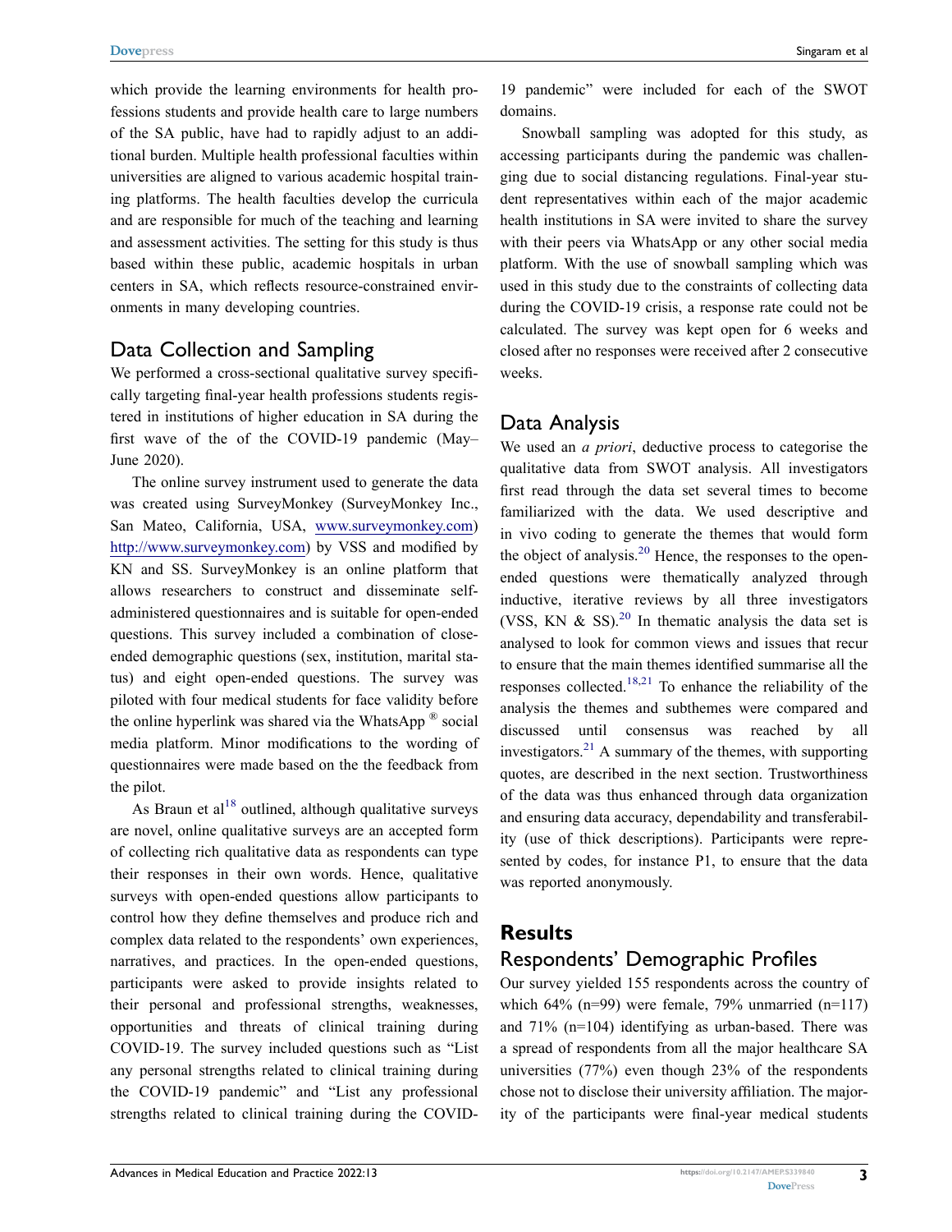which provide the learning environments for health professions students and provide health care to large numbers of the SA public, have had to rapidly adjust to an additional burden. Multiple health professional faculties within universities are aligned to various academic hospital training platforms. The health faculties develop the curricula and are responsible for much of the teaching and learning and assessment activities. The setting for this study is thus based within these public, academic hospitals in urban centers in SA, which reflects resource-constrained environments in many developing countries.

## Data Collection and Sampling

We performed a cross-sectional qualitative survey specifically targeting final-year health professions students registered in institutions of higher education in SA during the first wave of the of the COVID-19 pandemic (May–June 2020).

The online survey instrument used to generate the data was created using SurveyMonkey (SurveyMonkey Inc., San Mateo, California, USA, www.surveymonkey.com) http://www.surveymonkey.com) by VSS and modified by KN and SS. SurveyMonkey is an online platform that allows researchers to construct and disseminate self-administered questionnaires and is suitable for open-ended questions. This survey included a combination of close-ended demographic questions (sex, institution, marital status) and eight open-ended questions. The survey was piloted with four medical students for face validity before the online hyperlink was shared via the WhatsApp ® social media platform. Minor modifications to the wording of questionnaires were made based on the the feedback from the pilot.

As Braun et al[18] outlined, although qualitative surveys are novel, online qualitative surveys are an accepted form of collecting rich qualitative data as respondents can type their responses in their own words. Hence, qualitative surveys with open-ended questions allow participants to control how they define themselves and produce rich and complex data related to the respondents' own experiences, narratives, and practices. In the open-ended questions, participants were asked to provide insights related to their personal and professional strengths, weaknesses, opportunities and threats of clinical training during COVID-19. The survey included questions such as "List any personal strengths related to clinical training during the COVID-19 pandemic" and "List any professional strengths related to clinical training during the COVID-19 pandemic" were included for each of the SWOT domains.

Snowball sampling was adopted for this study, as accessing participants during the pandemic was challenging due to social distancing regulations. Final-year student representatives within each of the major academic health institutions in SA were invited to share the survey with their peers via WhatsApp or any other social media platform. With the use of snowball sampling which was used in this study due to the constraints of collecting data during the COVID-19 crisis, a response rate could not be calculated. The survey was kept open for 6 weeks and closed after no responses were received after 2 consecutive weeks.

## Data Analysis

We used an *a priori*, deductive process to categorise the qualitative data from SWOT analysis. All investigators first read through the data set several times to become familiarized with the data. We used descriptive and in vivo coding to generate the themes that would form the object of analysis.[20] Hence, the responses to the open-ended questions were thematically analyzed through inductive, iterative reviews by all three investigators (VSS, KN & SS).[20] In thematic analysis the data set is analysed to look for common views and issues that recur to ensure that the main themes identified summarise all the responses collected.[18,21] To enhance the reliability of the analysis the themes and subthemes were compared and discussed until consensus was reached by all investigators.[21] A summary of the themes, with supporting quotes, are described in the next section. Trustworthiness of the data was thus enhanced through data organization and ensuring data accuracy, dependability and transferability (use of thick descriptions). Participants were represented by codes, for instance P1, to ensure that the data was reported anonymously.

# Results

## Respondents' Demographic Profiles

Our survey yielded 155 respondents across the country of which 64% (n=99) were female, 79% unmarried (n=117) and 71% (n=104) identifying as urban-based. There was a spread of respondents from all the major healthcare SA universities (77%) even though 23% of the respondents chose not to disclose their university affiliation. The majority of the participants were final-year medical students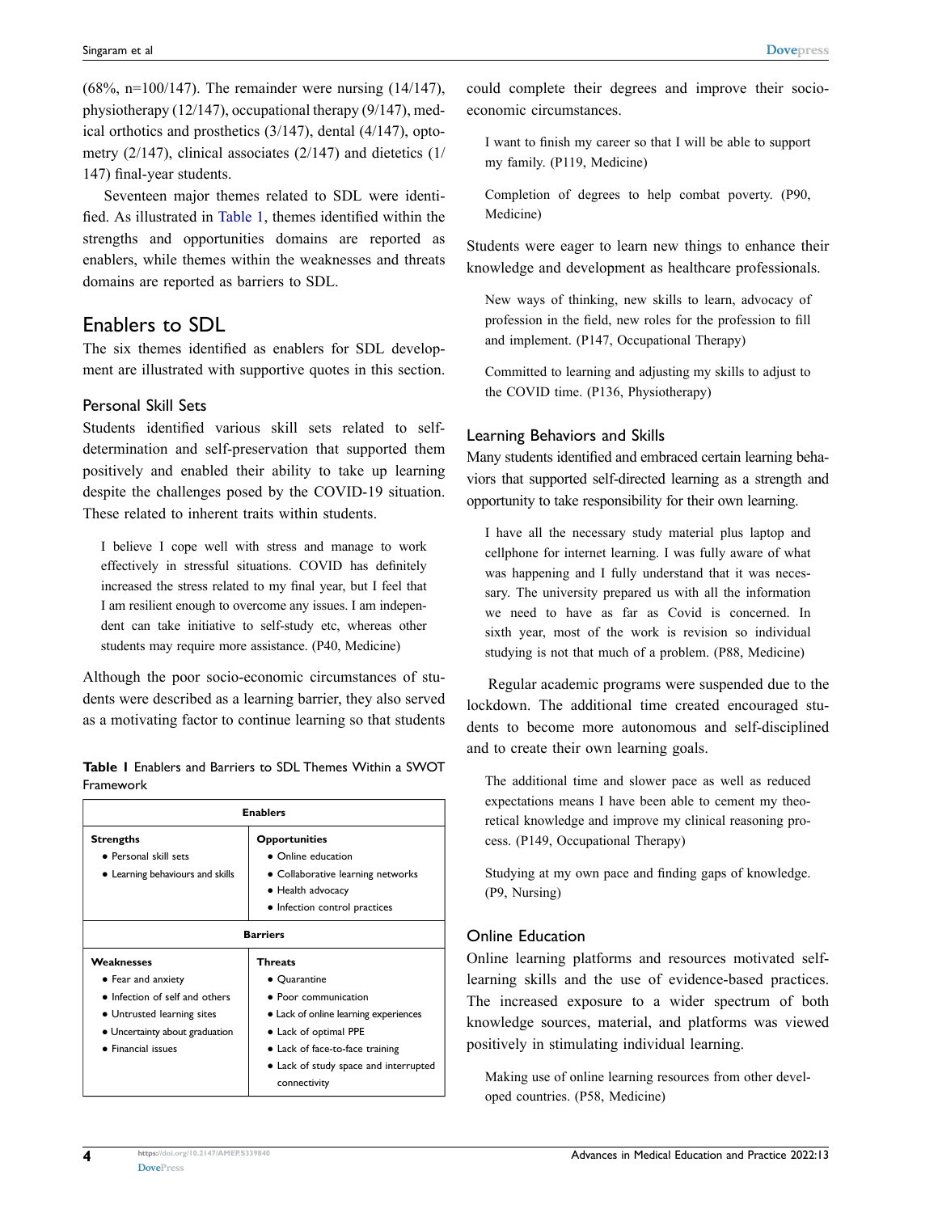(68%, n=100/147). The remainder were nursing (14/147), physiotherapy (12/147), occupational therapy (9/147), medical orthotics and prosthetics (3/147), dental (4/147), optometry (2/147), clinical associates (2/147) and dietetics (1/147) final-year students.

Seventeen major themes related to SDL were identified. As illustrated in Table 1, themes identified within the strengths and opportunities domains are reported as enablers, while themes within the weaknesses and threats domains are reported as barriers to SDL.

## Enablers to SDL

The six themes identified as enablers for SDL development are illustrated with supportive quotes in this section.

### Personal Skill Sets

Students identified various skill sets related to self-determination and self-preservation that supported them positively and enabled their ability to take up learning despite the challenges posed by the COVID-19 situation. These related to inherent traits within students.

> I believe I cope well with stress and manage to work effectively in stressful situations. COVID has definitely increased the stress related to my final year, but I feel that I am resilient enough to overcome any issues. I am independent can take initiative to self-study etc, whereas other students may require more assistance. (P40, Medicine)

Although the poor socio-economic circumstances of students were described as a learning barrier, they also served as a motivating factor to continue learning so that students could complete their degrees and improve their socio-economic circumstances.

> I want to finish my career so that I will be able to support my family. (P119, Medicine)

> Completion of degrees to help combat poverty. (P90, Medicine)

Students were eager to learn new things to enhance their knowledge and development as healthcare professionals.

> New ways of thinking, new skills to learn, advocacy of profession in the field, new roles for the profession to fill and implement. (P147, Occupational Therapy)

> Committed to learning and adjusting my skills to adjust to the COVID time. (P136, Physiotherapy)

**Table 1** Enablers and Barriers to SDL Themes Within a SWOT Framework

| **Enablers** | |
|---|---|
| **Strengths** | **Opportunities** |
| • Personal skill sets<br>• Learning behaviours and skills | • Online education<br>• Collaborative learning networks<br>• Health advocacy<br>• Infection control practices |
| **Barriers** | |
| **Weaknesses** | **Threats** |
| • Fear and anxiety<br>• Infection of self and others<br>• Untrusted learning sites<br>• Uncertainty about graduation<br>• Financial issues | • Quarantine<br>• Poor communication<br>• Lack of online learning experiences<br>• Lack of optimal PPE<br>• Lack of face-to-face training<br>• Lack of study space and interrupted connectivity |

### Learning Behaviors and Skills

Many students identified and embraced certain learning behaviors that supported self-directed learning as a strength and opportunity to take responsibility for their own learning.

> I have all the necessary study material plus laptop and cellphone for internet learning. I was fully aware of what was happening and I fully understand that it was necessary. The university prepared us with all the information we need to have as far as Covid is concerned. In sixth year, most of the work is revision so individual studying is not that much of a problem. (P88, Medicine)

Regular academic programs were suspended due to the lockdown. The additional time created encouraged students to become more autonomous and self-disciplined and to create their own learning goals.

> The additional time and slower pace as well as reduced expectations means I have been able to cement my theoretical knowledge and improve my clinical reasoning process. (P149, Occupational Therapy)

> Studying at my own pace and finding gaps of knowledge. (P9, Nursing)

### Online Education

Online learning platforms and resources motivated self-learning skills and the use of evidence-based practices. The increased exposure to a wider spectrum of both knowledge sources, material, and platforms was viewed positively in stimulating individual learning.

> Making use of online learning resources from other developed countries. (P58, Medicine)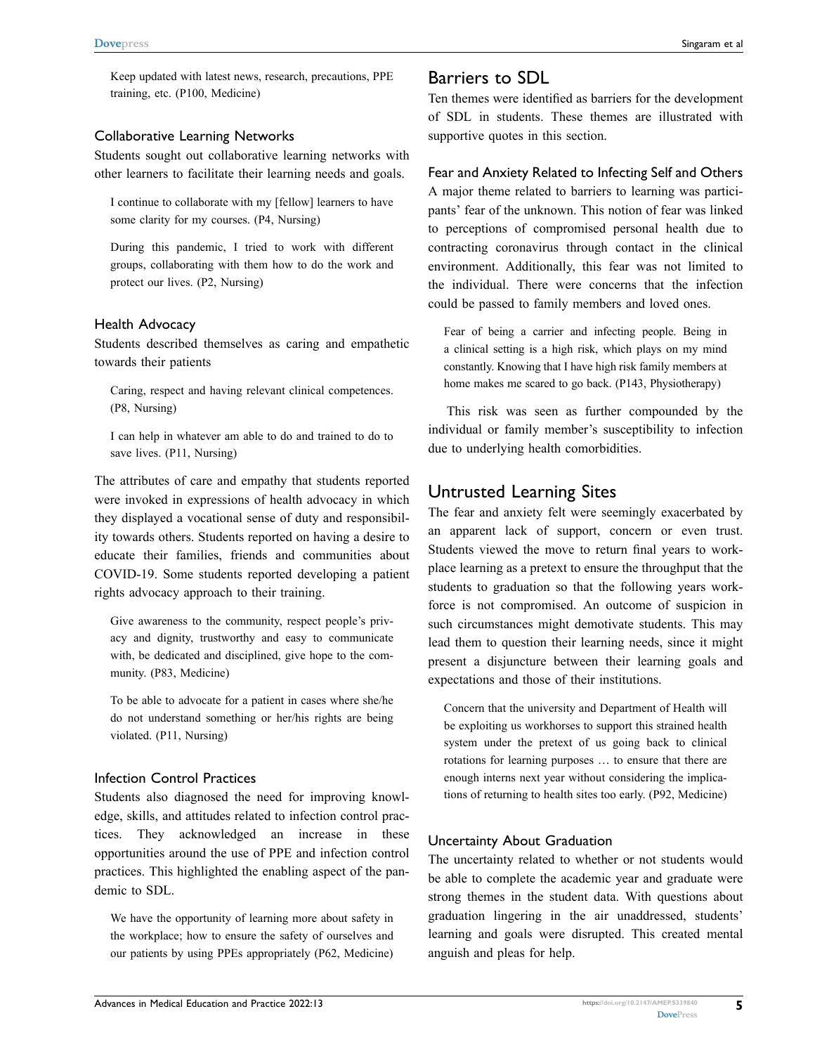> Keep updated with latest news, research, precautions, PPE training, etc. (P100, Medicine)

### Collaborative Learning Networks

Students sought out collaborative learning networks with other learners to facilitate their learning needs and goals.

> I continue to collaborate with my [fellow] learners to have some clarity for my courses. (P4, Nursing)

> During this pandemic, I tried to work with different groups, collaborating with them how to do the work and protect our lives. (P2, Nursing)

### Health Advocacy

Students described themselves as caring and empathetic towards their patients

> Caring, respect and having relevant clinical competences. (P8, Nursing)

> I can help in whatever am able to do and trained to do to save lives. (P11, Nursing)

The attributes of care and empathy that students reported were invoked in expressions of health advocacy in which they displayed a vocational sense of duty and responsibility towards others. Students reported on having a desire to educate their families, friends and communities about COVID-19. Some students reported developing a patient rights advocacy approach to their training.

> Give awareness to the community, respect people's privacy and dignity, trustworthy and easy to communicate with, be dedicated and disciplined, give hope to the community. (P83, Medicine)

> To be able to advocate for a patient in cases where she/he do not understand something or her/his rights are being violated. (P11, Nursing)

### Infection Control Practices

Students also diagnosed the need for improving knowledge, skills, and attitudes related to infection control practices. They acknowledged an increase in these opportunities around the use of PPE and infection control practices. This highlighted the enabling aspect of the pandemic to SDL.

> We have the opportunity of learning more about safety in the workplace; how to ensure the safety of ourselves and our patients by using PPEs appropriately (P62, Medicine)

## Barriers to SDL

Ten themes were identified as barriers for the development of SDL in students. These themes are illustrated with supportive quotes in this section.

### Fear and Anxiety Related to Infecting Self and Others

A major theme related to barriers to learning was participants' fear of the unknown. This notion of fear was linked to perceptions of compromised personal health due to contracting coronavirus through contact in the clinical environment. Additionally, this fear was not limited to the individual. There were concerns that the infection could be passed to family members and loved ones.

> Fear of being a carrier and infecting people. Being in a clinical setting is a high risk, which plays on my mind constantly. Knowing that I have high risk family members at home makes me scared to go back. (P143, Physiotherapy)

This risk was seen as further compounded by the individual or family member's susceptibility to infection due to underlying health comorbidities.

## Untrusted Learning Sites

The fear and anxiety felt were seemingly exacerbated by an apparent lack of support, concern or even trust. Students viewed the move to return final years to workplace learning as a pretext to ensure the throughput that the students to graduation so that the following years workforce is not compromised. An outcome of suspicion in such circumstances might demotivate students. This may lead them to question their learning needs, since it might present a disjuncture between their learning goals and expectations and those of their institutions.

> Concern that the university and Department of Health will be exploiting us workhorses to support this strained health system under the pretext of us going back to clinical rotations for learning purposes … to ensure that there are enough interns next year without considering the implications of returning to health sites too early. (P92, Medicine)

### Uncertainty About Graduation

The uncertainty related to whether or not students would be able to complete the academic year and graduate were strong themes in the student data. With questions about graduation lingering in the air unaddressed, students' learning and goals were disrupted. This created mental anguish and pleas for help.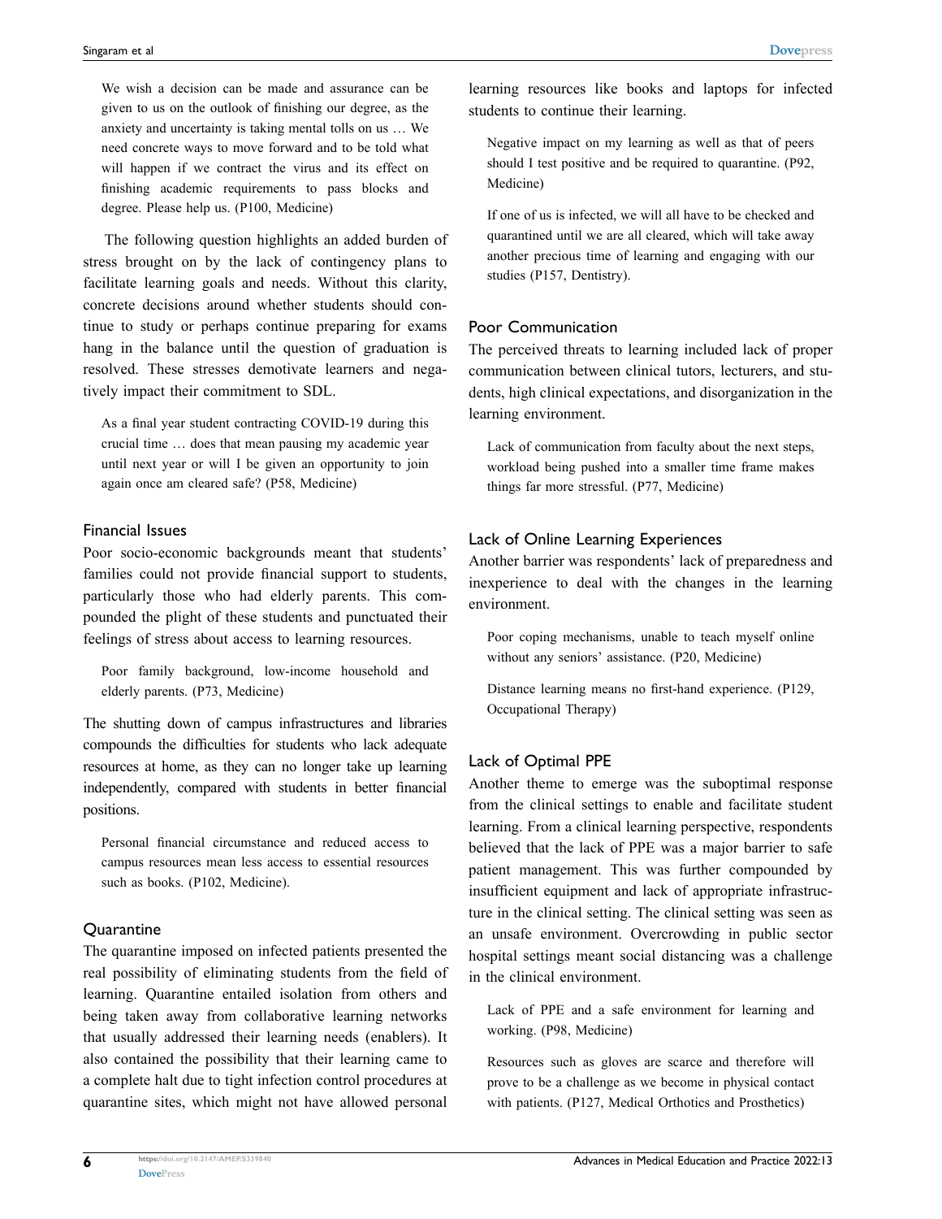> We wish a decision can be made and assurance can be given to us on the outlook of finishing our degree, as the anxiety and uncertainty is taking mental tolls on us … We need concrete ways to move forward and to be told what will happen if we contract the virus and its effect on finishing academic requirements to pass blocks and degree. Please help us. (P100, Medicine)

The following question highlights an added burden of stress brought on by the lack of contingency plans to facilitate learning goals and needs. Without this clarity, concrete decisions around whether students should continue to study or perhaps continue preparing for exams hang in the balance until the question of graduation is resolved. These stresses demotivate learners and negatively impact their commitment to SDL.

> As a final year student contracting COVID-19 during this crucial time … does that mean pausing my academic year until next year or will I be given an opportunity to join again once am cleared safe? (P58, Medicine)

### Financial Issues

Poor socio-economic backgrounds meant that students' families could not provide financial support to students, particularly those who had elderly parents. This compounded the plight of these students and punctuated their feelings of stress about access to learning resources.

> Poor family background, low-income household and elderly parents. (P73, Medicine)

The shutting down of campus infrastructures and libraries compounds the difficulties for students who lack adequate resources at home, as they can no longer take up learning independently, compared with students in better financial positions.

> Personal financial circumstance and reduced access to campus resources mean less access to essential resources such as books. (P102, Medicine).

### Quarantine

The quarantine imposed on infected patients presented the real possibility of eliminating students from the field of learning. Quarantine entailed isolation from others and being taken away from collaborative learning networks that usually addressed their learning needs (enablers). It also contained the possibility that their learning came to a complete halt due to tight infection control procedures at quarantine sites, which might not have allowed personal learning resources like books and laptops for infected students to continue their learning.

> Negative impact on my learning as well as that of peers should I test positive and be required to quarantine. (P92, Medicine)

> If one of us is infected, we will all have to be checked and quarantined until we are all cleared, which will take away another precious time of learning and engaging with our studies (P157, Dentistry).

### Poor Communication

The perceived threats to learning included lack of proper communication between clinical tutors, lecturers, and students, high clinical expectations, and disorganization in the learning environment.

> Lack of communication from faculty about the next steps, workload being pushed into a smaller time frame makes things far more stressful. (P77, Medicine)

### Lack of Online Learning Experiences

Another barrier was respondents' lack of preparedness and inexperience to deal with the changes in the learning environment.

> Poor coping mechanisms, unable to teach myself online without any seniors' assistance. (P20, Medicine)

> Distance learning means no first-hand experience. (P129, Occupational Therapy)

### Lack of Optimal PPE

Another theme to emerge was the suboptimal response from the clinical settings to enable and facilitate student learning. From a clinical learning perspective, respondents believed that the lack of PPE was a major barrier to safe patient management. This was further compounded by insufficient equipment and lack of appropriate infrastructure in the clinical setting. The clinical setting was seen as an unsafe environment. Overcrowding in public sector hospital settings meant social distancing was a challenge in the clinical environment.

> Lack of PPE and a safe environment for learning and working. (P98, Medicine)

> Resources such as gloves are scarce and therefore will prove to be a challenge as we become in physical contact with patients. (P127, Medical Orthotics and Prosthetics)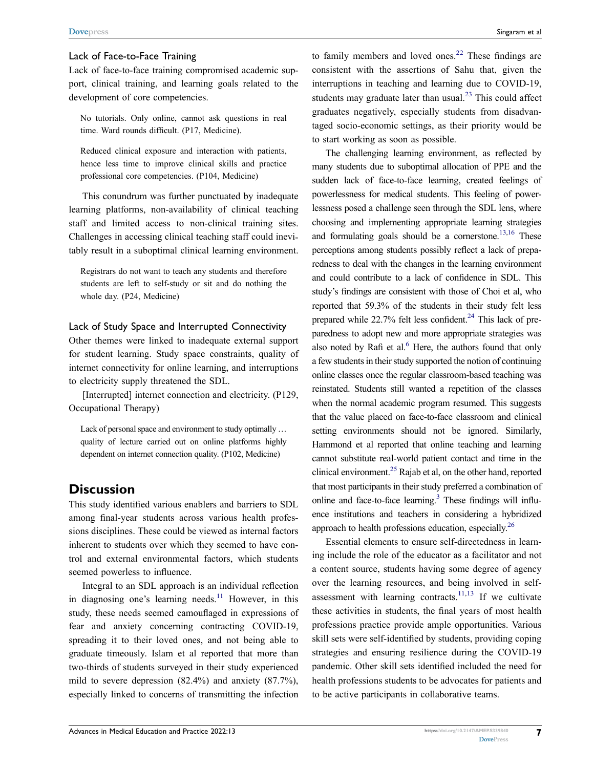### Lack of Face-to-Face Training

Lack of face-to-face training compromised academic support, clinical training, and learning goals related to the development of core competencies.

> No tutorials. Only online, cannot ask questions in real time. Ward rounds difficult. (P17, Medicine).

> Reduced clinical exposure and interaction with patients, hence less time to improve clinical skills and practice professional core competencies. (P104, Medicine)

This conundrum was further punctuated by inadequate learning platforms, non-availability of clinical teaching staff and limited access to non-clinical training sites. Challenges in accessing clinical teaching staff could inevitably result in a suboptimal clinical learning environment.

> Registrars do not want to teach any students and therefore students are left to self-study or sit and do nothing the whole day. (P24, Medicine)

### Lack of Study Space and Interrupted Connectivity

Other themes were linked to inadequate external support for student learning. Study space constraints, quality of internet connectivity for online learning, and interruptions to electricity supply threatened the SDL.

[Interrupted] internet connection and electricity. (P129, Occupational Therapy)

> Lack of personal space and environment to study optimally … quality of lecture carried out on online platforms highly dependent on internet connection quality. (P102, Medicine)

## Discussion

This study identified various enablers and barriers to SDL among final-year students across various health professions disciplines. These could be viewed as internal factors inherent to students over which they seemed to have control and external environmental factors, which students seemed powerless to influence.

Integral to an SDL approach is an individual reflection in diagnosing one's learning needs.[11] However, in this study, these needs seemed camouflaged in expressions of fear and anxiety concerning contracting COVID-19, spreading it to their loved ones, and not being able to graduate timeously. Islam et al reported that more than two-thirds of students surveyed in their study experienced mild to severe depression (82.4%) and anxiety (87.7%), especially linked to concerns of transmitting the infection to family members and loved ones.[22] These findings are consistent with the assertions of Sahu that, given the interruptions in teaching and learning due to COVID-19, students may graduate later than usual.[23] This could affect graduates negatively, especially students from disadvantaged socio-economic settings, as their priority would be to start working as soon as possible.

The challenging learning environment, as reflected by many students due to suboptimal allocation of PPE and the sudden lack of face-to-face learning, created feelings of powerlessness for medical students. This feeling of powerlessness posed a challenge seen through the SDL lens, where choosing and implementing appropriate learning strategies and formulating goals should be a cornerstone.[13,16] These perceptions among students possibly reflect a lack of preparedness to deal with the changes in the learning environment and could contribute to a lack of confidence in SDL. This study's findings are consistent with those of Choi et al, who reported that 59.3% of the students in their study felt less prepared while 22.7% felt less confident.[24] This lack of preparedness to adopt new and more appropriate strategies was also noted by Rafi et al.[6] Here, the authors found that only a few students in their study supported the notion of continuing online classes once the regular classroom-based teaching was reinstated. Students still wanted a repetition of the classes when the normal academic program resumed. This suggests that the value placed on face-to-face classroom and clinical setting environments should not be ignored. Similarly, Hammond et al reported that online teaching and learning cannot substitute real-world patient contact and time in the clinical environment.[25] Rajab et al, on the other hand, reported that most participants in their study preferred a combination of online and face-to-face learning.[3] These findings will influence institutions and teachers in considering a hybridized approach to health professions education, especially.[26]

Essential elements to ensure self-directedness in learning include the role of the educator as a facilitator and not a content source, students having some degree of agency over the learning resources, and being involved in self-assessment with learning contracts.[11,13] If we cultivate these activities in students, the final years of most health professions practice provide ample opportunities. Various skill sets were self-identified by students, providing coping strategies and ensuring resilience during the COVID-19 pandemic. Other skill sets identified included the need for health professions students to be advocates for patients and to be active participants in collaborative teams.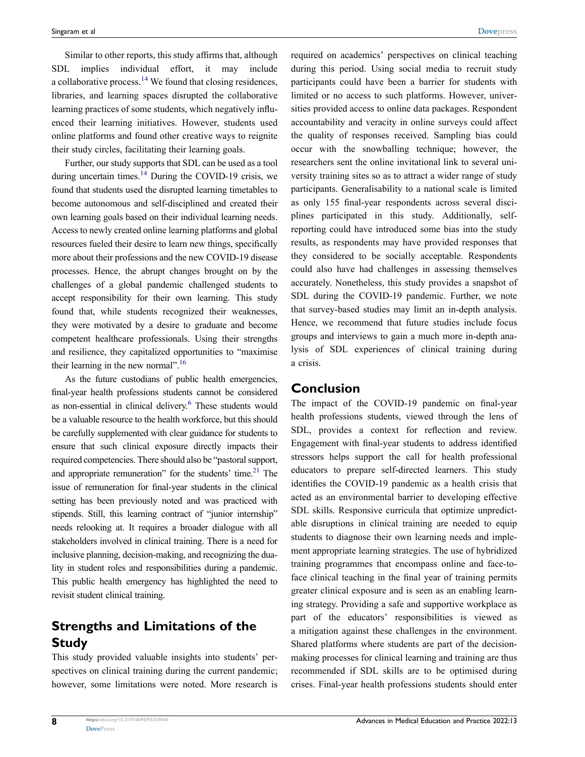Similar to other reports, this study affirms that, although SDL implies individual effort, it may include a collaborative process.[14] We found that closing residences, libraries, and learning spaces disrupted the collaborative learning practices of some students, which negatively influenced their learning initiatives. However, students used online platforms and found other creative ways to reignite their study circles, facilitating their learning goals.

Further, our study supports that SDL can be used as a tool during uncertain times.[14] During the COVID-19 crisis, we found that students used the disrupted learning timetables to become autonomous and self-disciplined and created their own learning goals based on their individual learning needs. Access to newly created online learning platforms and global resources fueled their desire to learn new things, specifically more about their professions and the new COVID-19 disease processes. Hence, the abrupt changes brought on by the challenges of a global pandemic challenged students to accept responsibility for their own learning. This study found that, while students recognized their weaknesses, they were motivated by a desire to graduate and become competent healthcare professionals. Using their strengths and resilience, they capitalized opportunities to "maximise their learning in the new normal".[16]

As the future custodians of public health emergencies, final-year health professions students cannot be considered as non-essential in clinical delivery.[6] These students would be a valuable resource to the health workforce, but this should be carefully supplemented with clear guidance for students to ensure that such clinical exposure directly impacts their required competencies. There should also be "pastoral support, and appropriate remuneration" for the students' time.[21] The issue of remuneration for final-year students in the clinical setting has been previously noted and was practiced with stipends. Still, this learning contract of "junior internship" needs relooking at. It requires a broader dialogue with all stakeholders involved in clinical training. There is a need for inclusive planning, decision-making, and recognizing the duality in student roles and responsibilities during a pandemic. This public health emergency has highlighted the need to revisit student clinical training.

## Strengths and Limitations of the Study

This study provided valuable insights into students' perspectives on clinical training during the current pandemic; however, some limitations were noted. More research is required on academics' perspectives on clinical teaching during this period. Using social media to recruit study participants could have been a barrier for students with limited or no access to such platforms. However, universities provided access to online data packages. Respondent accountability and veracity in online surveys could affect the quality of responses received. Sampling bias could occur with the snowballing technique; however, the researchers sent the online invitational link to several university training sites so as to attract a wider range of study participants. Generalisability to a national scale is limited as only 155 final-year respondents across several disciplines participated in this study. Additionally, self-reporting could have introduced some bias into the study results, as respondents may have provided responses that they considered to be socially acceptable. Respondents could also have had challenges in assessing themselves accurately. Nonetheless, this study provides a snapshot of SDL during the COVID-19 pandemic. Further, we note that survey-based studies may limit an in-depth analysis. Hence, we recommend that future studies include focus groups and interviews to gain a much more in-depth analysis of SDL experiences of clinical training during a crisis.

## Conclusion

The impact of the COVID-19 pandemic on final-year health professions students, viewed through the lens of SDL, provides a context for reflection and review. Engagement with final-year students to address identified stressors helps support the call for health professional educators to prepare self-directed learners. This study identifies the COVID-19 pandemic as a health crisis that acted as an environmental barrier to developing effective SDL skills. Responsive curricula that optimize unpredictable disruptions in clinical training are needed to equip students to diagnose their own learning needs and implement appropriate learning strategies. The use of hybridized training programmes that encompass online and face-to-face clinical teaching in the final year of training permits greater clinical exposure and is seen as an enabling learning strategy. Providing a safe and supportive workplace as part of the educators' responsibilities is viewed as a mitigation against these challenges in the environment. Shared platforms where students are part of the decision-making processes for clinical learning and training are thus recommended if SDL skills are to be optimised during crises. Final-year health professions students should enter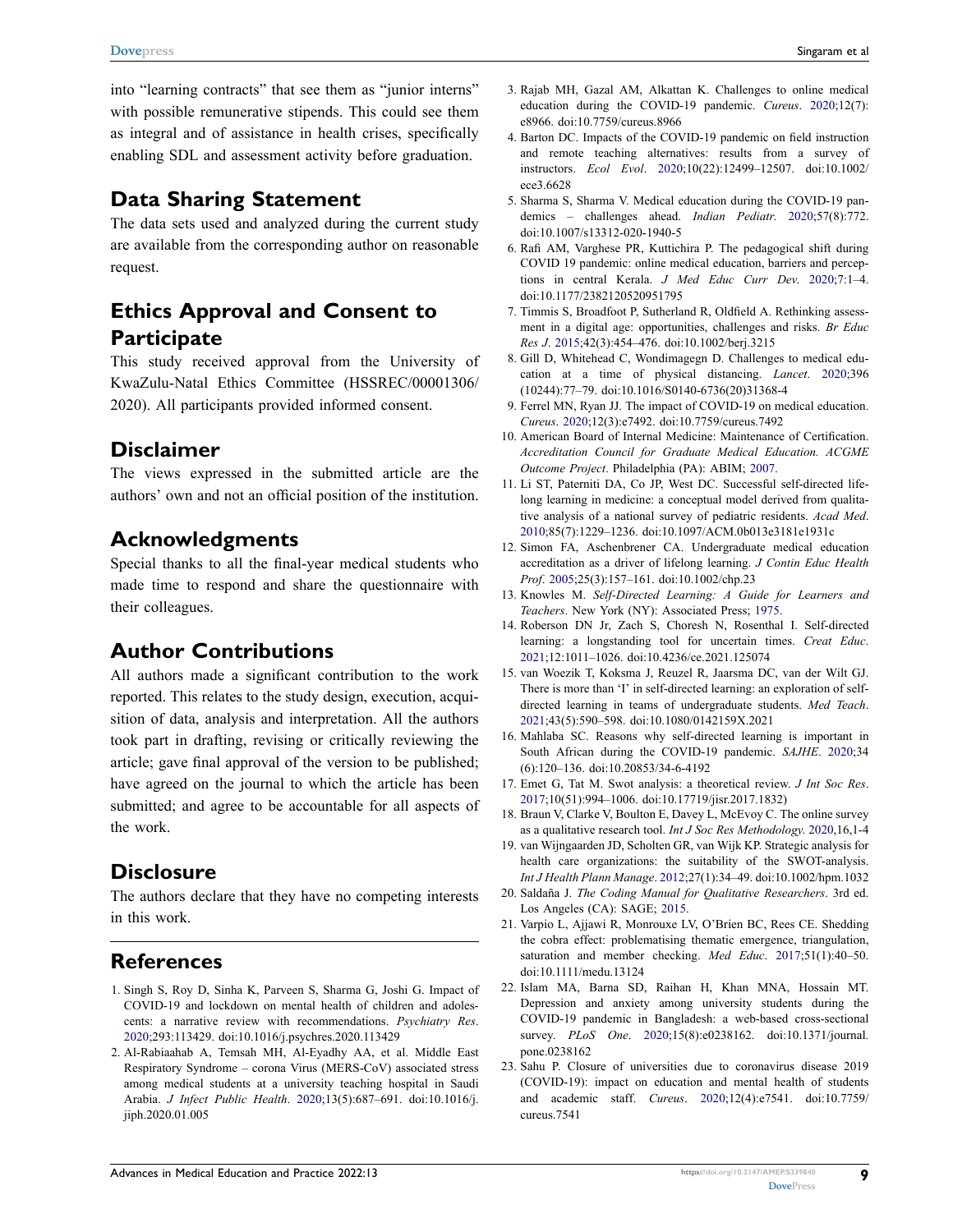into "learning contracts" that see them as "junior interns" with possible remunerative stipends. This could see them as integral and of assistance in health crises, specifically enabling SDL and assessment activity before graduation.

## Data Sharing Statement

The data sets used and analyzed during the current study are available from the corresponding author on reasonable request.

## Ethics Approval and Consent to Participate

This study received approval from the University of KwaZulu-Natal Ethics Committee (HSSREC/00001306/2020). All participants provided informed consent.

## Disclaimer

The views expressed in the submitted article are the authors' own and not an official position of the institution.

## Acknowledgments

Special thanks to all the final-year medical students who made time to respond and share the questionnaire with their colleagues.

## Author Contributions

All authors made a significant contribution to the work reported. This relates to the study design, execution, acquisition of data, analysis and interpretation. All the authors took part in drafting, revising or critically reviewing the article; gave final approval of the version to be published; have agreed on the journal to which the article has been submitted; and agree to be accountable for all aspects of the work.

## Disclosure

The authors declare that they have no competing interests in this work.

## References

1. Singh S, Roy D, Sinha K, Parveen S, Sharma G, Joshi G. Impact of COVID-19 and lockdown on mental health of children and adolescents: a narrative review with recommendations. *Psychiatry Res*. 2020;293:113429. doi:10.1016/j.psychres.2020.113429
2. Al-Rabiaahab A, Temsah MH, Al-Eyadhy AA, et al. Middle East Respiratory Syndrome – corona Virus (MERS-CoV) associated stress among medical students at a university teaching hospital in Saudi Arabia. *J Infect Public Health*. 2020;13(5):687–691. doi:10.1016/j.jiph.2020.01.005
3. Rajab MH, Gazal AM, Alkattan K. Challenges to online medical education during the COVID-19 pandemic. *Cureus*. 2020;12(7):e8966. doi:10.7759/cureus.8966
4. Barton DC. Impacts of the COVID-19 pandemic on field instruction and remote teaching alternatives: results from a survey of instructors. *Ecol Evol*. 2020;10(22):12499–12507. doi:10.1002/ece3.6628
5. Sharma S, Sharma V. Medical education during the COVID-19 pandemics – challenges ahead. *Indian Pediatr.* 2020;57(8):772. doi:10.1007/s13312-020-1940-5
6. Rafi AM, Varghese PR, Kuttichira P. The pedagogical shift during COVID 19 pandemic: online medical education, barriers and perceptions in central Kerala. *J Med Educ Curr Dev.* 2020;7:1–4. doi:10.1177/2382120520951795
7. Timmis S, Broadfoot P, Sutherland R, Oldfield A. Rethinking assessment in a digital age: opportunities, challenges and risks. *Br Educ Res J*. 2015;42(3):454–476. doi:10.1002/berj.3215
8. Gill D, Whitehead C, Wondimagegn D. Challenges to medical education at a time of physical distancing. *Lancet*. 2020;396(10244):77–79. doi:10.1016/S0140-6736(20)31368-4
9. Ferrel MN, Ryan JJ. The impact of COVID-19 on medical education. *Cureus*. 2020;12(3):e7492. doi:10.7759/cureus.7492
10. American Board of Internal Medicine: Maintenance of Certification. *Accreditation Council for Graduate Medical Education. ACGME Outcome Project*. Philadelphia (PA): ABIM; 2007.
11. Li ST, Paterniti DA, Co JP, West DC. Successful self-directed lifelong learning in medicine: a conceptual model derived from qualitative analysis of a national survey of pediatric residents. *Acad Med*. 2010;85(7):1229–1236. doi:10.1097/ACM.0b013e3181e1931c
12. Simon FA, Aschenbrener CA. Undergraduate medical education accreditation as a driver of lifelong learning. *J Contin Educ Health Prof*. 2005;25(3):157–161. doi:10.1002/chp.23
13. Knowles M. *Self-Directed Learning: A Guide for Learners and Teachers*. New York (NY): Associated Press; 1975.
14. Roberson DN Jr, Zach S, Choresh N, Rosenthal I. Self-directed learning: a longstanding tool for uncertain times. *Creat Educ*. 2021;12:1011–1026. doi:10.4236/ce.2021.125074
15. van Woezik T, Koksma J, Reuzel R, Jaarsma DC, van der Wilt GJ. There is more than 'I' in self-directed learning: an exploration of self-directed learning in teams of undergraduate students. *Med Teach*. 2021;43(5):590–598. doi:10.1080/0142159X.2021
16. Mahlaba SC. Reasons why self-directed learning is important in South African during the COVID-19 pandemic. *SAJHE*. 2020;34(6):120–136. doi:10.20853/34-6-4192
17. Emet G, Tat M. Swot analysis: a theoretical review. *J Int Soc Res*. 2017;10(51):994–1006. doi:10.17719/jisr.2017.1832)
18. Braun V, Clarke V, Boulton E, Davey L, McEvoy C. The online survey as a qualitative research tool. *Int J Soc Res Methodology*. 2020,16,1-4
19. van Wijngaarden JD, Scholten GR, van Wijk KP. Strategic analysis for health care organizations: the suitability of the SWOT-analysis. *Int J Health Plann Manage*. 2012;27(1):34–49. doi:10.1002/hpm.1032
20. Saldaña J. *The Coding Manual for Qualitative Researchers*. 3rd ed. Los Angeles (CA): SAGE; 2015.
21. Varpio L, Ajjawi R, Monrouxe LV, O'Brien BC, Rees CE. Shedding the cobra effect: problematising thematic emergence, triangulation, saturation and member checking. *Med Educ*. 2017;51(1):40–50. doi:10.1111/medu.13124
22. Islam MA, Barna SD, Raihan H, Khan MNA, Hossain MT. Depression and anxiety among university students during the COVID-19 pandemic in Bangladesh: a web-based cross-sectional survey. *PLoS One*. 2020;15(8):e0238162. doi:10.1371/journal.pone.0238162
23. Sahu P. Closure of universities due to coronavirus disease 2019 (COVID-19): impact on education and mental health of students and academic staff. *Cureus*. 2020;12(4):e7541. doi:10.7759/cureus.7541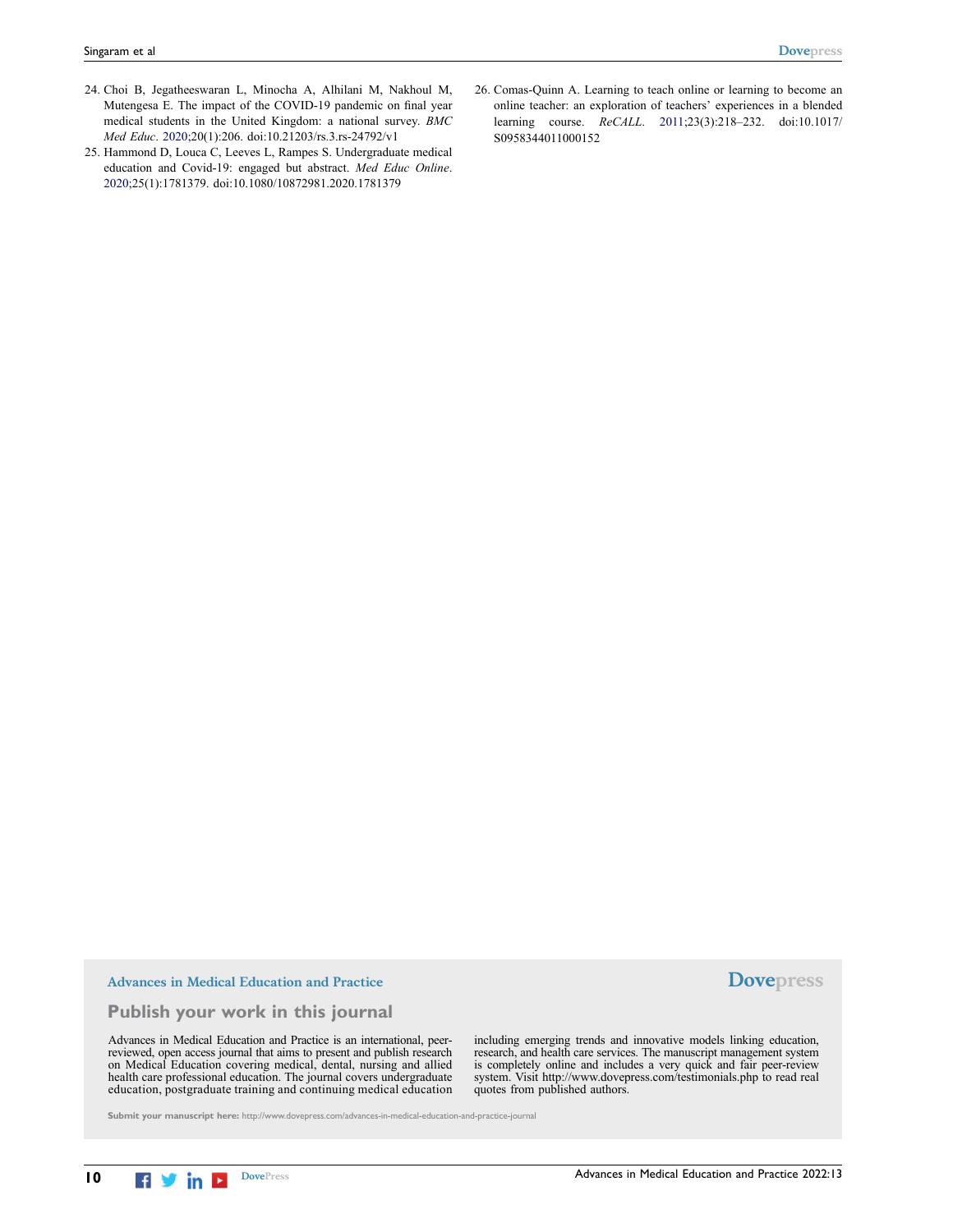24. Choi B, Jegatheeswaran L, Minocha A, Alhilani M, Nakhoul M, Mutengesa E. The impact of the COVID-19 pandemic on final year medical students in the United Kingdom: a national survey. *BMC Med Educ*. 2020;20(1):206. doi:10.21203/rs.3.rs-24792/v1
25. Hammond D, Louca C, Leeves L, Rampes S. Undergraduate medical education and Covid-19: engaged but abstract. *Med Educ Online*. 2020;25(1):1781379. doi:10.1080/10872981.2020.1781379
26. Comas-Quinn A. Learning to teach online or learning to become an online teacher: an exploration of teachers' experiences in a blended learning course. *ReCALL*. 2011;23(3):218–232. doi:10.1017/S0958344011000152

**Advances in Medical Education and Practice**

## Publish your work in this journal

Advances in Medical Education and Practice is an international, peer-reviewed, open access journal that aims to present and publish research on Medical Education covering medical, dental, nursing and allied health care professional education. The journal covers undergraduate education, postgraduate training and continuing medical education including emerging trends and innovative models linking education, research, and health care services. The manuscript management system is completely online and includes a very quick and fair peer-review system. Visit http://www.dovepress.com/testimonials.php to read real quotes from published authors.

**Submit your manuscript here:** http://www.dovepress.com/advances-in-medical-education-and-practice-journal